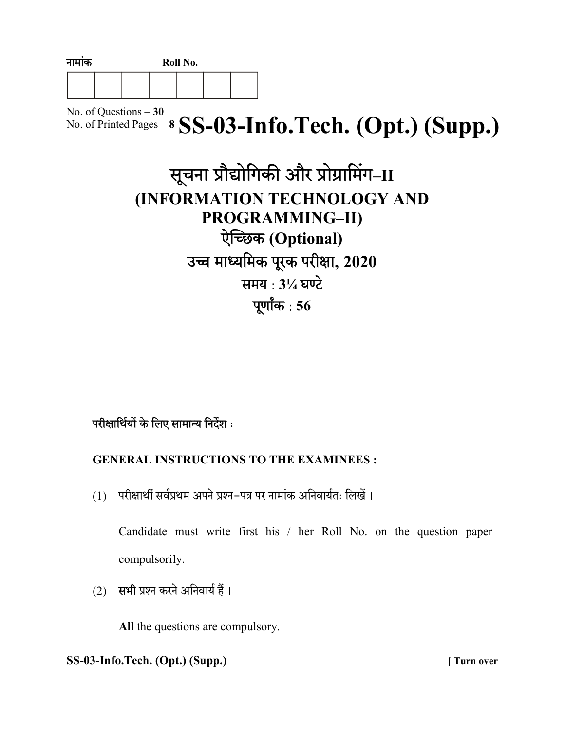नामांक Roll No.

| | | | | | | |
|---|---|---|---|---|---|---|
| | | | | | | |

No. of Questions – **30**

No. of Printed Pages – **8**

# SS-03-Info.Tech. (Opt.) (Supp.)

## सूचना प्रौद्योगिकी और प्रोग्रामिंग–II

## (INFORMATION TECHNOLOGY AND PROGRAMMING–II)

## ऐच्छिक (Optional)

## उच्च माध्यमिक पूरक परीक्षा, 2020

**समय : 3¼ घण्टे**

**पूर्णांक : 56**

परीक्षार्थियों के लिए सामान्य निर्देश :

**GENERAL INSTRUCTIONS TO THE EXAMINEES :**

(1) परीक्षार्थी सर्वप्रथम अपने प्रश्न-पत्र पर नामांक अनिवार्यतः लिखें ।

Candidate must write first his / her Roll No. on the question paper compulsorily.

(2) **सभी** प्रश्न करने अनिवार्य हैं ।

**All** the questions are compulsory.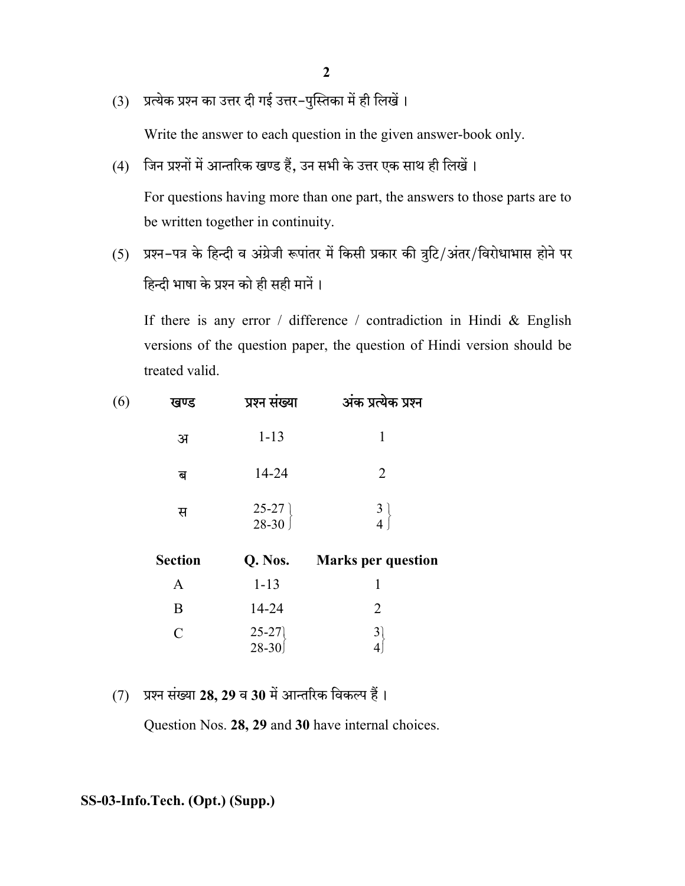(3) प्रत्येक प्रश्न का उत्तर दी गई उत्तर–पुस्तिका में ही लिखें ।

Write the answer to each question in the given answer-book only.

(4) जिन प्रश्नों में आन्तरिक खण्ड हैं, उन सभी के उत्तर एक साथ ही लिखें ।

For questions having more than one part, the answers to those parts are to be written together in continuity.

(5) प्रश्न–पत्र के हिन्दी व अंग्रेजी रूपांतर में किसी प्रकार की त्रुटि/अंतर/विरोधाभास होने पर हिन्दी भाषा के प्रश्न को ही सही मानें ।

If there is any error / difference / contradiction in Hindi & English versions of the question paper, the question of Hindi version should be treated valid.

(6)

| खण्ड | प्रश्न संख्या | अंक प्रत्येक प्रश्न |
|---|---|---|
| अ | 1-13 | 1 |
| ब | 14-24 | 2 |
| स | 25-27 | 3 |
| | 28-30 | 4 |

| Section | Q. Nos. | Marks per question |
|---|---|---|
| A | 1-13 | 1 |
| B | 14-24 | 2 |
| C | 25-27 | 3 |
| | 28-30 | 4 |

(7) प्रश्न संख्या **28, 29** व **30** में आन्तरिक विकल्प हैं ।

Question Nos. **28, 29** and **30** have internal choices.

**SS-03-Info.Tech. (Opt.) (Supp.)**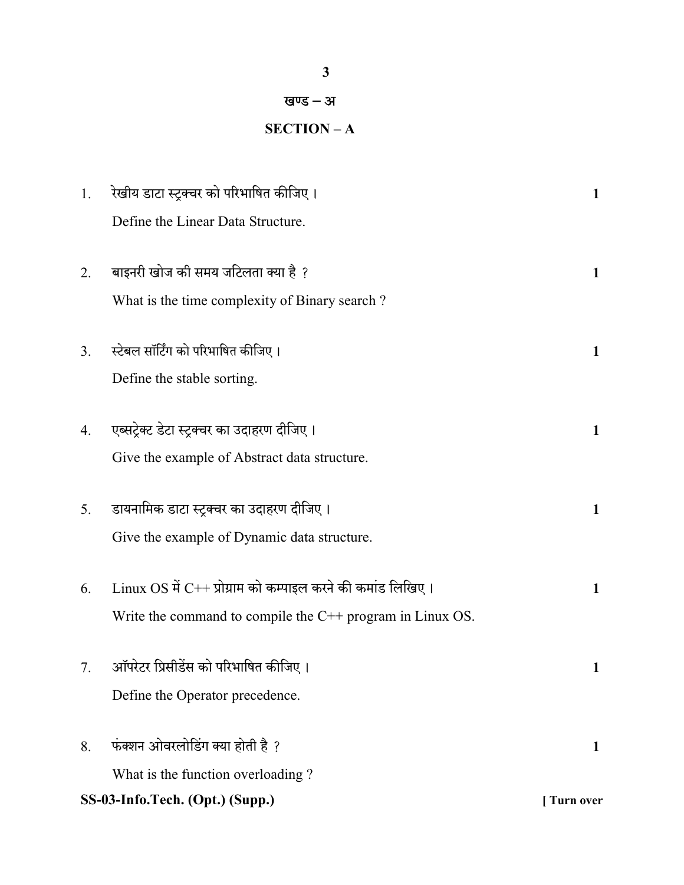## खण्ड – अ

## SECTION – A

1. रेखीय डाटा स्ट्रक्चर को परिभाषित कीजिए । **1**

   Define the Linear Data Structure.

2. बाइनरी खोज की समय जटिलता क्या है ? **1**

   What is the time complexity of Binary search ?

3. स्टेबल सॉर्टिंग को परिभाषित कीजिए । **1**

   Define the stable sorting.

4. एब्सट्रेक्ट डेटा स्ट्रक्चर का उदाहरण दीजिए । **1**

   Give the example of Abstract data structure.

5. डायनामिक डाटा स्ट्रक्चर का उदाहरण दीजिए । **1**

   Give the example of Dynamic data structure.

6. Linux OS में C++ प्रोग्राम को कम्पाइल करने की कमांड लिखिए । **1**

   Write the command to compile the C++ program in Linux OS.

7. ऑपरेटर प्रिसीडेंस को परिभाषित कीजिए । **1**

   Define the Operator precedence.

8. फंक्शन ओवरलोडिंग क्या होती है ? **1**

   What is the function overloading ?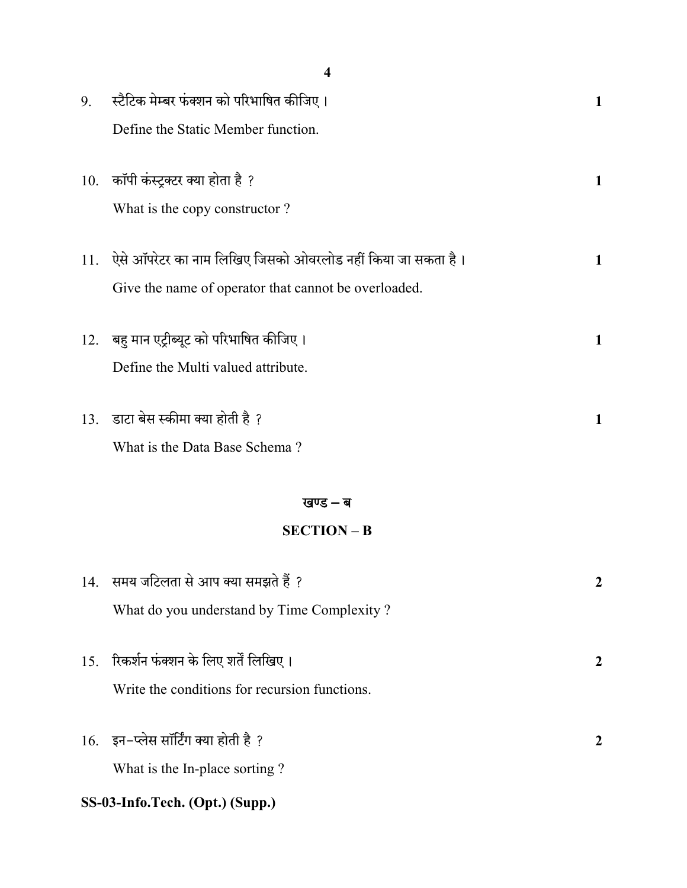9. स्टैटिक मेम्बर फंक्शन को परिभाषित कीजिए । **1**

   Define the Static Member function.

10. कॉपी कंस्ट्रक्टर क्या होता है ? **1**

    What is the copy constructor ?

11. ऐसे ऑपरेटर का नाम लिखिए जिसको ओवरलोड नहीं किया जा सकता है । **1**

    Give the name of operator that cannot be overloaded.

12. बहु मान एट्रीब्यूट को परिभाषित कीजिए । **1**

    Define the Multi valued attribute.

13. डाटा बेस स्कीमा क्या होती है ? **1**

    What is the Data Base Schema ?

## खण्ड – ब

## SECTION – B

14. समय जटिलता से आप क्या समझते हैं ? **2**

    What do you understand by Time Complexity ?

15. रिकर्शन फंक्शन के लिए शर्तें लिखिए । **2**

    Write the conditions for recursion functions.

16. इन-प्लेस सॉर्टिंग क्या होती है ? **2**

    What is the In-place sorting ?

**SS-03-Info.Tech. (Opt.) (Supp.)**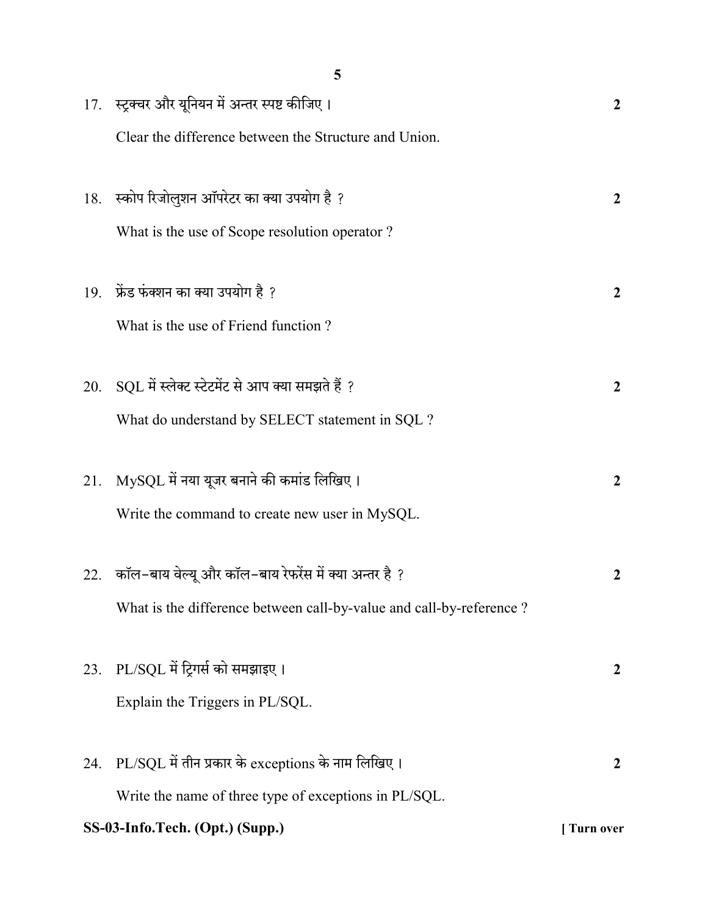17. स्ट्रक्चर और यूनियन में अन्तर स्पष्ट कीजिए । **2**

    Clear the difference between the Structure and Union.

18. स्कोप रिजोलुशन ऑपरेटर का क्या उपयोग है ? **2**

    What is the use of Scope resolution operator ?

19. फ्रेंड फंक्शन का क्या उपयोग है ? **2**

    What is the use of Friend function ?

20. SQL में स्लेक्ट स्टेटमेंट से आप क्या समझते हैं ? **2**

    What do understand by SELECT statement in SQL ?

21. MySQL में नया यूजर बनाने की कमांड लिखिए । **2**

    Write the command to create new user in MySQL.

22. कॉल-बाय वेल्यू और कॉल-बाय रेफरेंस में क्या अन्तर है ? **2**

    What is the difference between call-by-value and call-by-reference ?

23. PL/SQL में ट्रिगर्स को समझाइए । **2**

    Explain the Triggers in PL/SQL.

24. PL/SQL में तीन प्रकार के exceptions के नाम लिखिए । **2**

    Write the name of three type of exceptions in PL/SQL.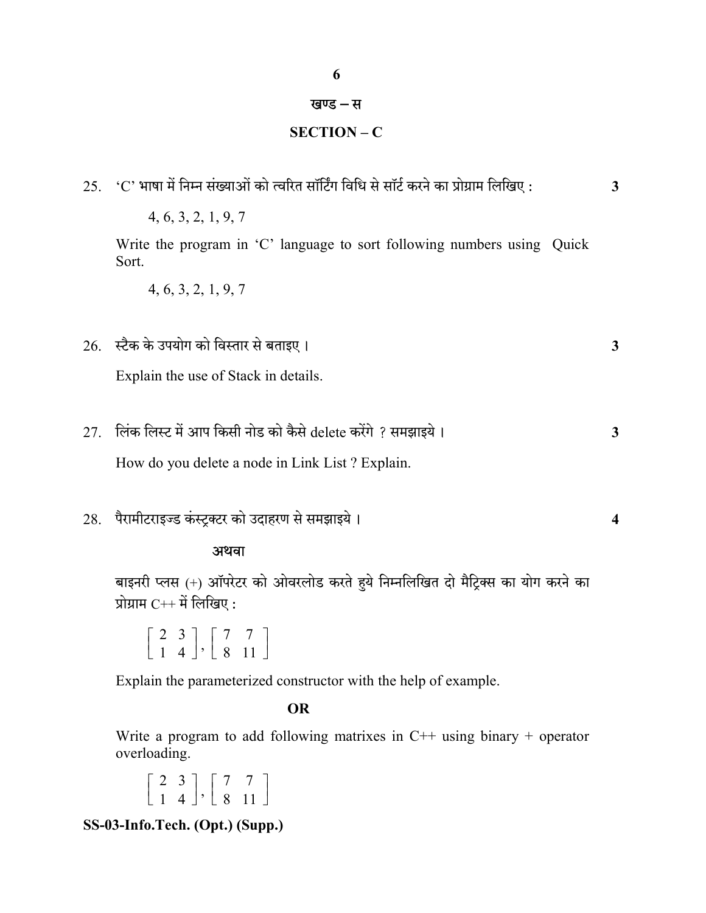## खण्ड – स

## SECTION – C

25. 'C' भाषा में निम्न संख्याओं को त्वरित सॉर्टिंग विधि से सॉर्ट करने का प्रोग्राम लिखिए : **3**

    4, 6, 3, 2, 1, 9, 7

    Write the program in 'C' language to sort following numbers using Quick Sort.

    4, 6, 3, 2, 1, 9, 7

26. स्टैक के उपयोग को विस्तार से बताइए । **3**

    Explain the use of Stack in details.

27. लिंक लिस्ट में आप किसी नोड को कैसे delete करेंगे ? समझाइये । **3**

    How do you delete a node in Link List ? Explain.

28. पैरामीटराइज्ड कंस्ट्रक्टर को उदाहरण से समझाइये । **4**

    **अथवा**

    बाइनरी प्लस (+) ऑपरेटर को ओवरलोड करते हुये निम्नलिखित दो मैट्रिक्स का योग करने का प्रोग्राम C++ में लिखिए :

    $$\begin{bmatrix} 2 & 3 \\ 1 & 4 \end{bmatrix}, \begin{bmatrix} 7 & 7 \\ 8 & 11 \end{bmatrix}$$

    Explain the parameterized constructor with the help of example.

    **OR**

    Write a program to add following matrixes in C++ using binary + operator overloading.

    $$\begin{bmatrix} 2 & 3 \\ 1 & 4 \end{bmatrix}, \begin{bmatrix} 7 & 7 \\ 8 & 11 \end{bmatrix}$$

**SS-03-Info.Tech. (Opt.) (Supp.)**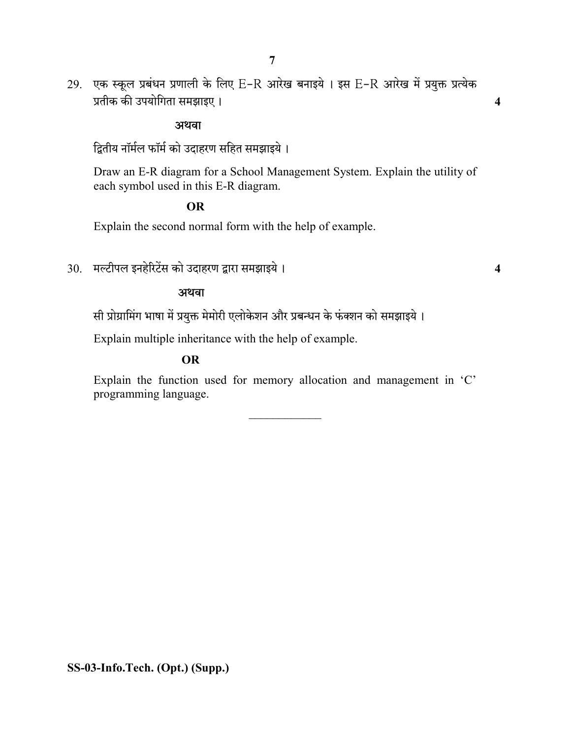29. एक स्कूल प्रबंधन प्रणाली के लिए E-R आरेख बनाइये । इस E-R आरेख में प्रयुक्त प्रत्येक प्रतीक की उपयोगिता समझाइए । **4**

**अथवा**

द्वितीय नॉर्मल फॉर्म को उदाहरण सहित समझाइये ।

Draw an E-R diagram for a School Management System. Explain the utility of each symbol used in this E-R diagram.

**OR**

Explain the second normal form with the help of example.

30. मल्टीपल इनहेरिटेंस को उदाहरण द्वारा समझाइये । **4**

**अथवा**

सी प्रोग्रामिंग भाषा में प्रयुक्त मेमोरी एलोकेशन और प्रबन्धन के फंक्शन को समझाइये ।

Explain multiple inheritance with the help of example.

**OR**

Explain the function used for memory allocation and management in 'C' programming language.

---

**SS-03-Info.Tech. (Opt.) (Supp.)**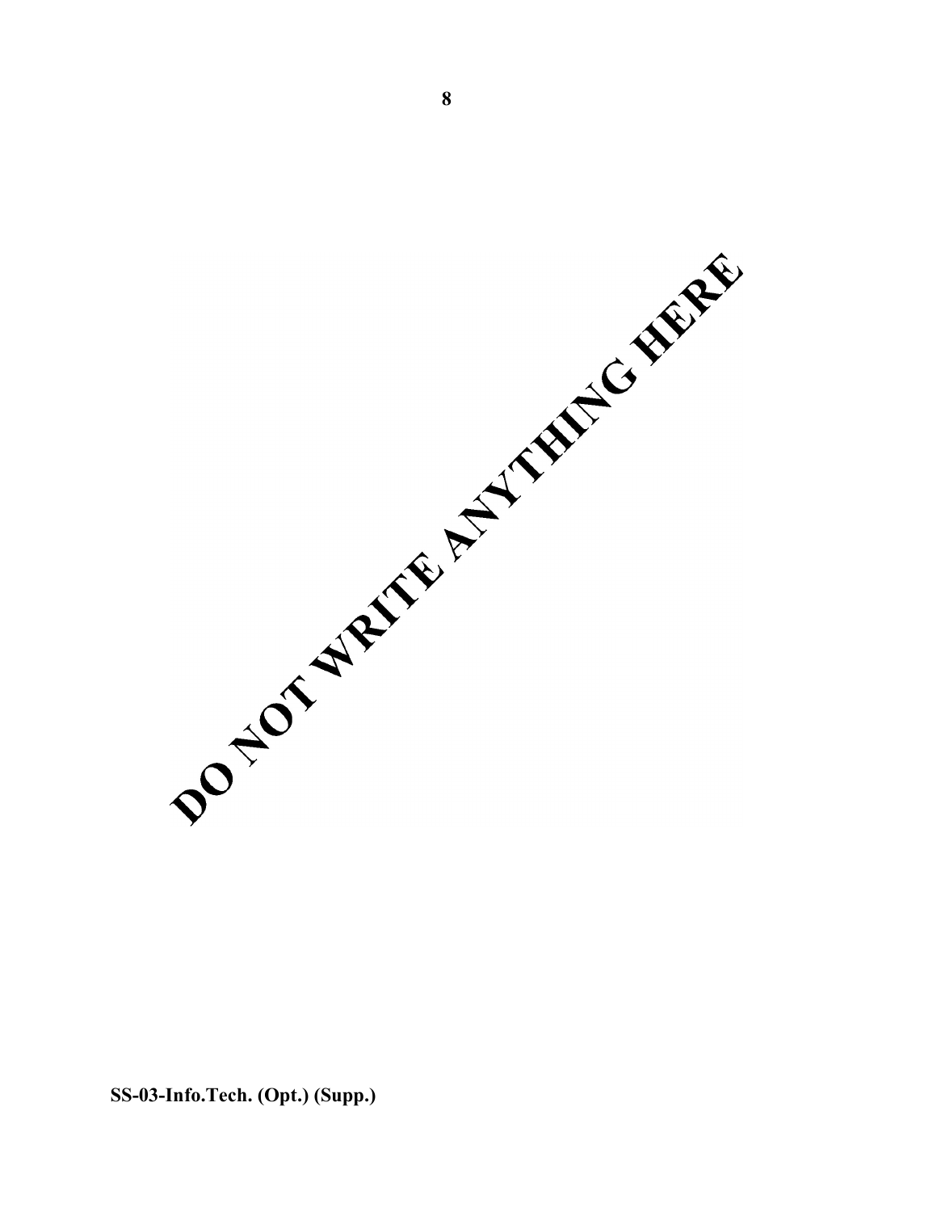DO NOT WRITE ANYTHING HERE